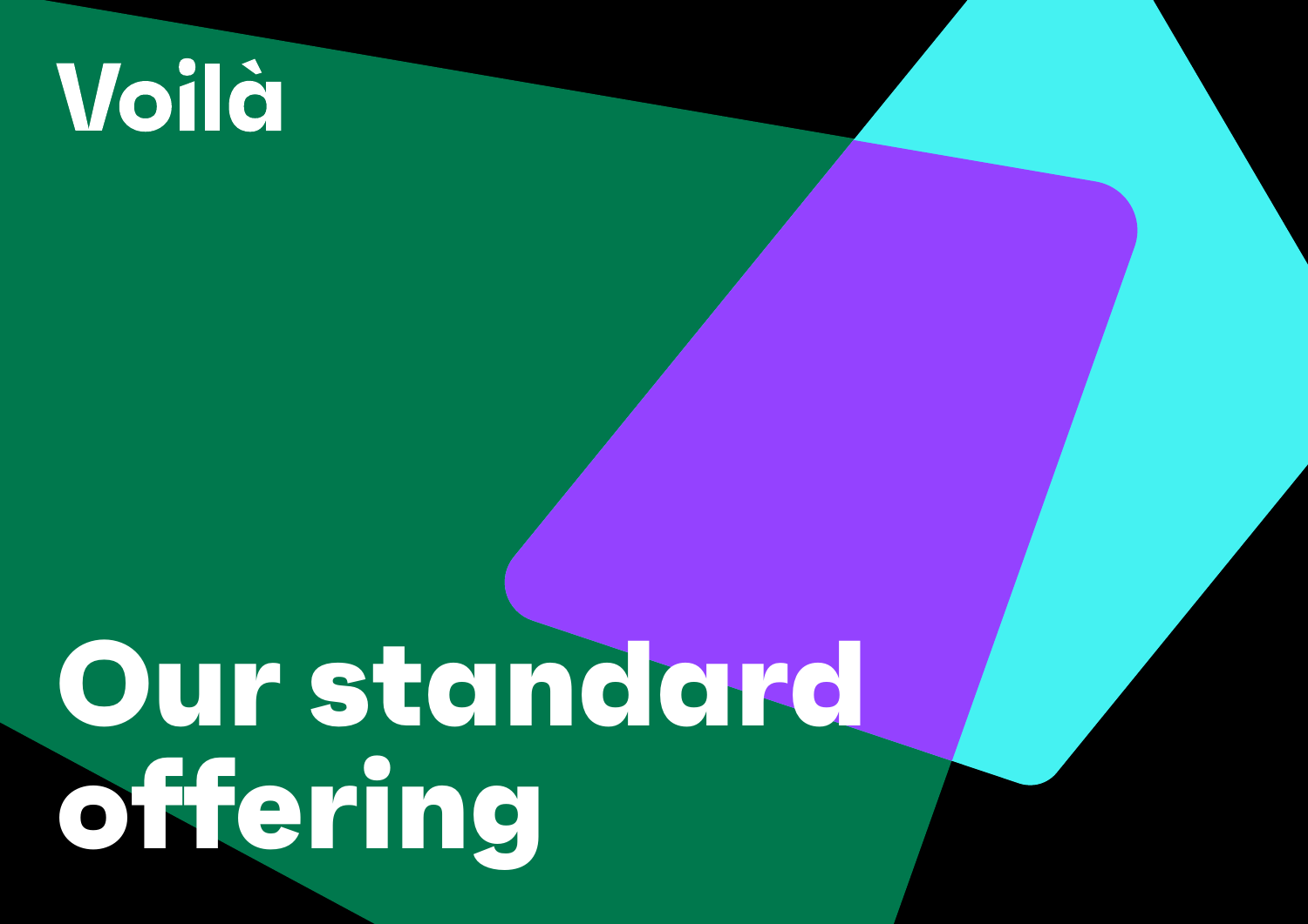Voilà

# Our standard offering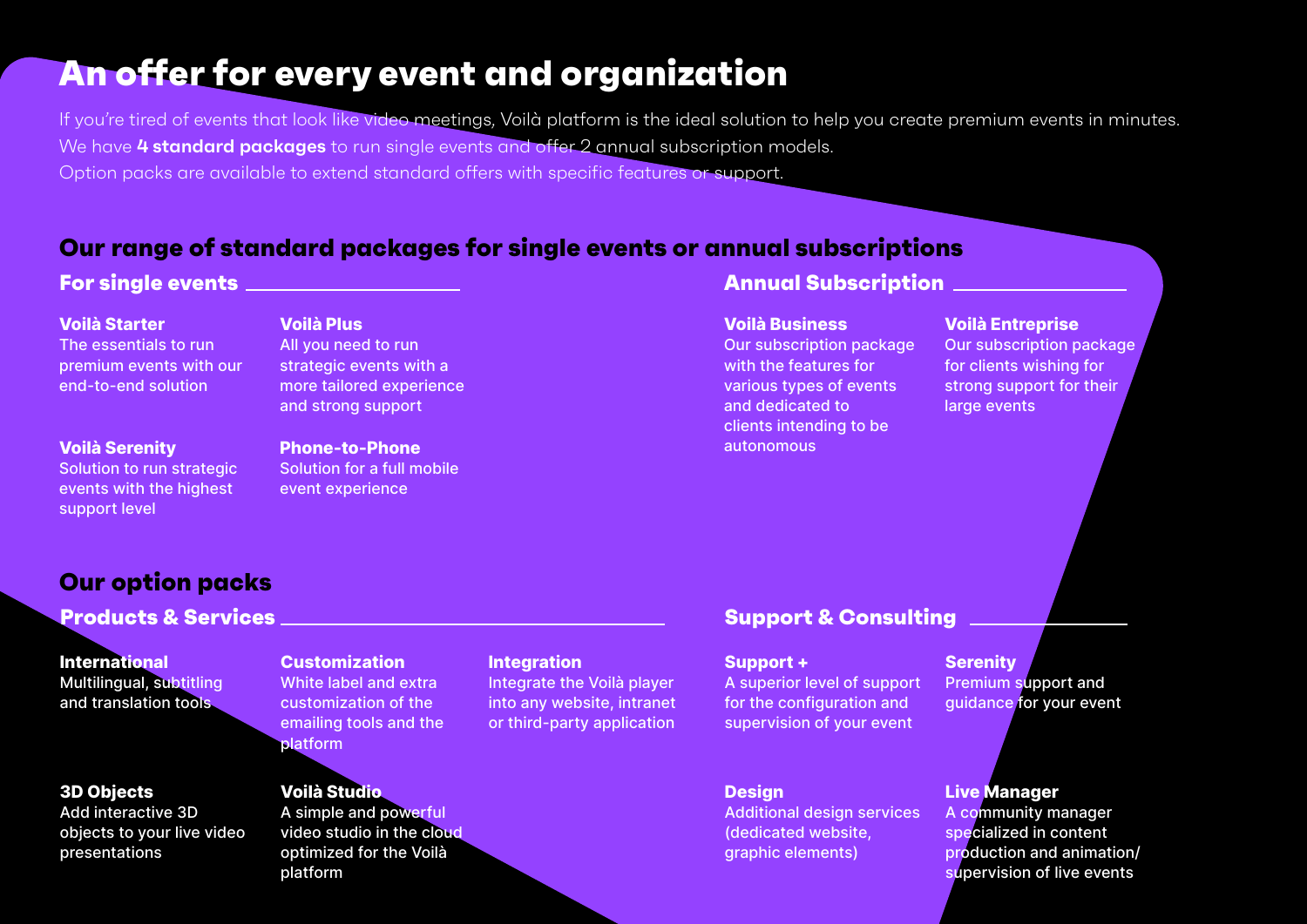# An offer for every event and organization

If you're tired of events that look like video meetings, Voilà platform is the ideal solution to help you create premium events in minutes.
We have **4 standard packages** to run single events and offer 2 annual subscription models.
Option packs are available to extend standard offers with specific features or support.

## Our range of standard packages for single events or annual subscriptions

### For single events

**Voilà Starter**
The essentials to run premium events with our end-to-end solution

**Voilà Plus**
All you need to run strategic events with a more tailored experience and strong support

**Voilà Serenity**
Solution to run strategic events with the highest support level

**Phone-to-Phone**
Solution for a full mobile event experience

### Annual Subscription

**Voilà Business**
Our subscription package with the features for various types of events and dedicated to clients intending to be autonomous

**Voilà Entreprise**
Our subscription package for clients wishing for strong support for their large events

## Our option packs

### Products & Services

**International**
Multilingual, subtitling and translation tools

**Customization**
White label and extra customization of the emailing tools and the platform

**Integration**
Integrate the Voilà player into any website, intranet or third-party application

**3D Objects**
Add interactive 3D objects to your live video presentations

**Voilà Studio**
A simple and powerful video studio in the cloud optimized for the Voilà platform

### Support & Consulting

**Support +**
A superior level of support for the configuration and supervision of your event

**Serenity**
Premium support and guidance for your event

**Design**
Additional design services (dedicated website, graphic elements)

**Live Manager**
A community manager specialized in content production and animation/ supervision of live events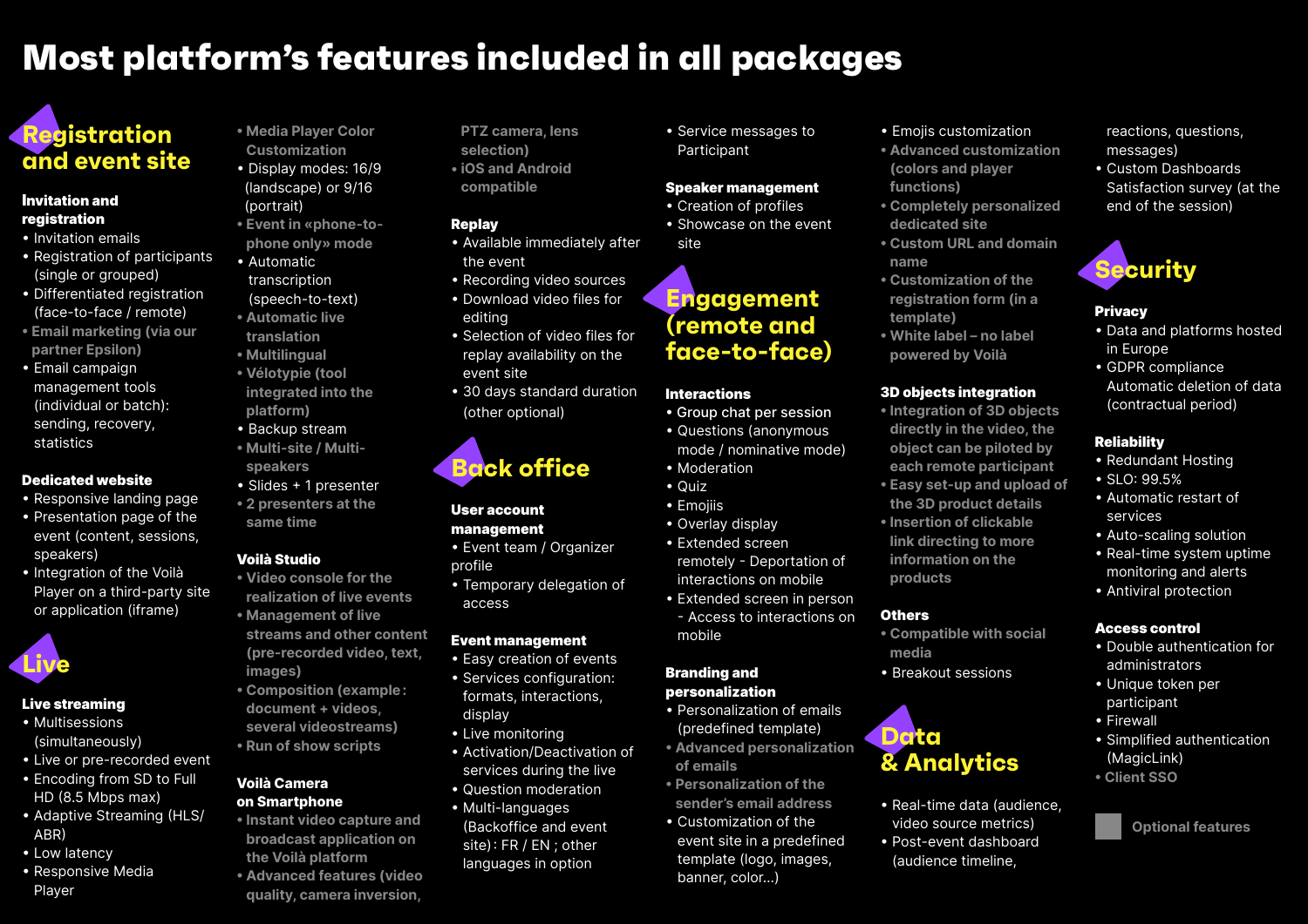# Most platform's features included in all packages

## Registration and event site

### Invitation and registration

- Invitation emails
- Registration of participants (single or grouped)
- Differentiated registration (face-to-face / remote)
- Email marketing (via our partner Epsilon)
- Email campaign management tools (individual or batch): sending, recovery, statistics

### Dedicated website

- Responsive landing page
- Presentation page of the event (content, sessions, speakers)
- Integration of the Voilà Player on a third-party site or application (iframe)

## Live

### Live streaming

- Multisessions (simultaneously)
- Live or pre-recorded event
- Encoding from SD to Full HD (8.5 Mbps max)
- Adaptive Streaming (HLS/ABR)
- Low latency
- Responsive Media Player
- Media Player Color Customization
- Display modes: 16/9 (landscape) or 9/16 (portrait)
- Event in «phone-to-phone only» mode
- Automatic transcription (speech-to-text)
- Automatic live translation
- Multilingual
- Vélotypie (tool integrated into the platform)
- Backup stream
- Multi-site / Multi-speakers
- Slides + 1 presenter
- 2 presenters at the same time

### Voilà Studio

- Video console for the realization of live events
- Management of live streams and other content (pre-recorded video, text, images)
- Composition (example: document + videos, several videostreams)
- Run of show scripts

### Voilà Camera on Smartphone

- Instant video capture and broadcast application on the Voilà platform
- Advanced features (video quality, camera inversion, PTZ camera, lens selection)
- iOS and Android compatible

### Replay

- Available immediately after the event
- Recording video sources
- Download video files for editing
- Selection of video files for replay availability on the event site
- 30 days standard duration (other optional)

## Back office

### User account management

- Event team / Organizer profile
- Temporary delegation of access

### Event management

- Easy creation of events
- Services configuration: formats, interactions, display
- Live monitoring
- Activation/Deactivation of services during the live
- Question moderation
- Multi-languages (Backoffice and event site): FR / EN ; other languages in option
- Service messages to Participant

### Speaker management

- Creation of profiles
- Showcase on the event site

## Engagement (remote and face-to-face)

### Interactions

- Group chat per session
- Questions (anonymous mode / nominative mode)
- Moderation
- Quiz
- Emojiis
- Overlay display
- Extended screen remotely - Deportation of interactions on mobile
- Extended screen in person - Access to interactions on mobile

### Branding and personalization

- Personalization of emails (predefined template)
- Advanced personalization of emails
- Personalization of the sender's email address
- Customization of the event site in a predefined template (logo, images, banner, color...)
- Emojis customization
- Advanced customization (colors and player functions)
- Completely personalized dedicated site
- Custom URL and domain name
- Customization of the registration form (in a template)
- White label – no label powered by Voilà

### 3D objects integration

- Integration of 3D objects directly in the video, the object can be piloted by each remote participant
- Easy set-up and upload of the 3D product details
- Insertion of clickable link directing to more information on the products

### Others

- Compatible with social media
- Breakout sessions

## Data & Analytics

- Real-time data (audience, video source metrics)
- Post-event dashboard (audience timeline, reactions, questions, messages)
- Custom Dashboards Satisfaction survey (at the end of the session)

## Security

### Privacy

- Data and platforms hosted in Europe
- GDPR compliance Automatic deletion of data (contractual period)

### Reliability

- Redundant Hosting
- SLO: 99.5%
- Automatic restart of services
- Auto-scaling solution
- Real-time system uptime monitoring and alerts
- Antiviral protection

### Access control

- Double authentication for administrators
- Unique token per participant
- Firewall
- Simplified authentication (MagicLink)
- Client SSO

Optional features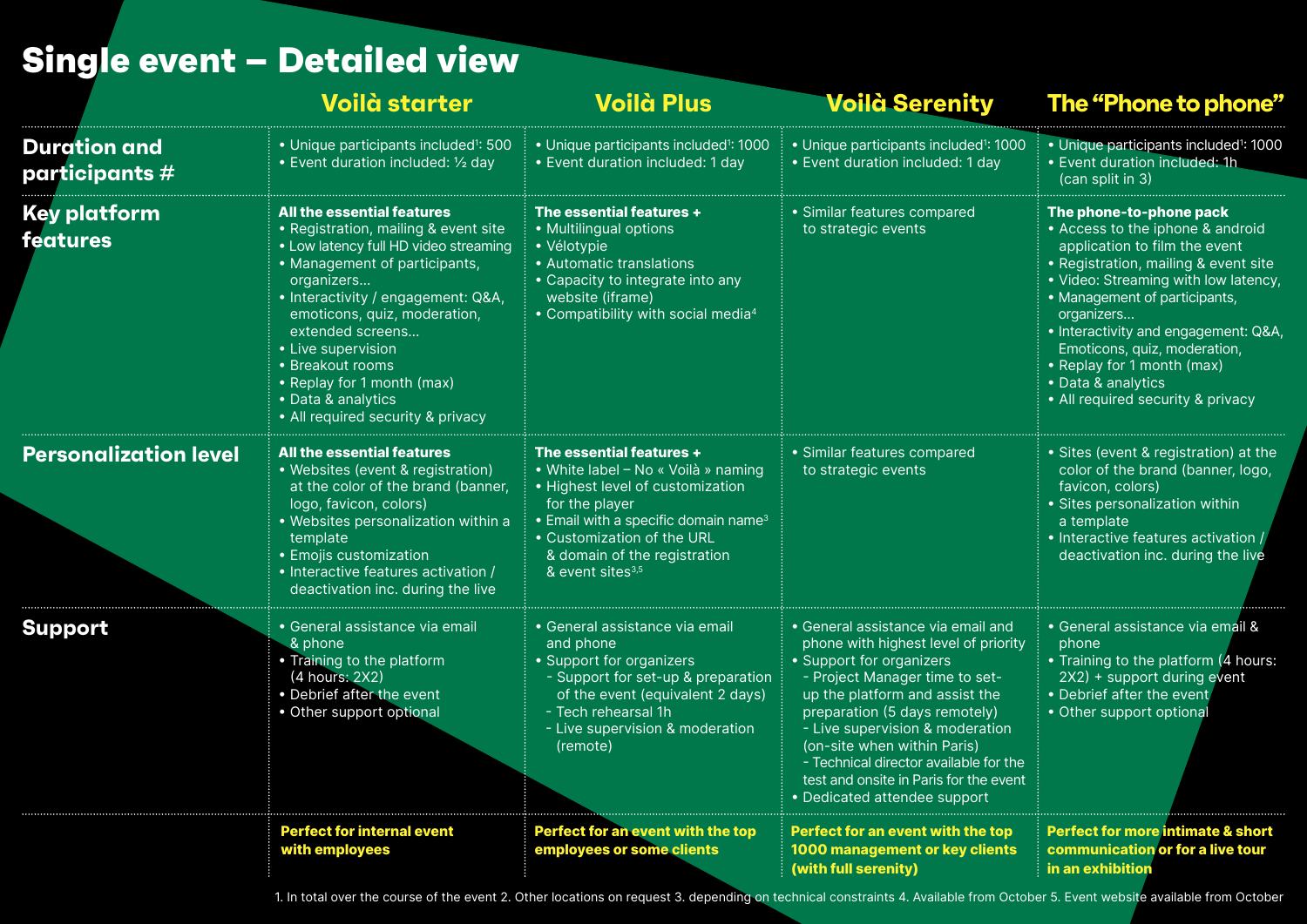# Single event – Detailed view

| | Voilà starter | Voilà Plus | Voilà Serenity | The "Phone to phone" |
|---|---|---|---|---|
| **Duration and participants #** | • Unique participants included[1]: 500<br>• Event duration included: ½ day | • Unique participants included[1]: 1000<br>• Event duration included: 1 day | • Unique participants included[1]: 1000<br>• Event duration included: 1 day | • Unique participants included[1]: 1000<br>• Event duration included: 1h (can split in 3) |
| **Key platform features** | **All the essential features**<br>• Registration, mailing & event site<br>• Low latency full HD video streaming<br>• Management of participants, organizers…<br>• Interactivity / engagement: Q&A, emoticons, quiz, moderation, extended screens…<br>• Live supervision<br>• Breakout rooms<br>• Replay for 1 month (max)<br>• Data & analytics<br>• All required security & privacy | **The essential features +**<br>• Multilingual options<br>• Vélotypie<br>• Automatic translations<br>• Capacity to integrate into any website (iframe)<br>• Compatibility with social media[4] | • Similar features compared to strategic events | **The phone-to-phone pack**<br>• Access to the iphone & android application to film the event<br>• Registration, mailing & event site<br>• Video: Streaming with low latency,<br>• Management of participants, organizers…<br>• Interactivity and engagement: Q&A, Emoticons, quiz, moderation,<br>• Replay for 1 month (max)<br>• Data & analytics<br>• All required security & privacy |
| **Personalization level** | **All the essential features**<br>• Websites (event & registration) at the color of the brand (banner, logo, favicon, colors)<br>• Websites personalization within a template<br>• Emojis customization<br>• Interactive features activation / deactivation inc. during the live | **The essential features +**<br>• White label – No « Voilà » naming<br>• Highest level of customization for the player<br>• Email with a specific domain name[3]<br>• Customization of the URL & domain of the registration & event sites[3,5] | • Similar features compared to strategic events | • Sites (event & registration) at the color of the brand (banner, logo, favicon, colors)<br>• Sites personalization within a template<br>• Interactive features activation / deactivation inc. during the live |
| **Support** | • General assistance via email & phone<br>• Training to the platform (4 hours: 2X2)<br>• Debrief after the event<br>• Other support optional | • General assistance via email and phone<br>• Support for organizers<br>- Support for set-up & preparation of the event (equivalent 2 days)<br>- Tech rehearsal 1h<br>- Live supervision & moderation (remote) | • General assistance via email and phone with highest level of priority<br>• Support for organizers<br>- Project Manager time to set-up the platform and assist the preparation (5 days remotely)<br>- Live supervision & moderation (on-site when within Paris)<br>- Technical director available for the test and onsite in Paris for the event<br>• Dedicated attendee support | • General assistance via email & phone<br>• Training to the platform (4 hours: 2X2) + support during event<br>• Debrief after the event<br>• Other support optional |
| | **Perfect for internal event with employees** | **Perfect for an event with the top employees or some clients** | **Perfect for an event with the top 1000 management or key clients (with full serenity)** | **Perfect for more intimate & short communication or for a live tour in an exhibition** |

1. In total over the course of the event 2. Other locations on request 3. depending on technical constraints 4. Available from October 5. Event website available from October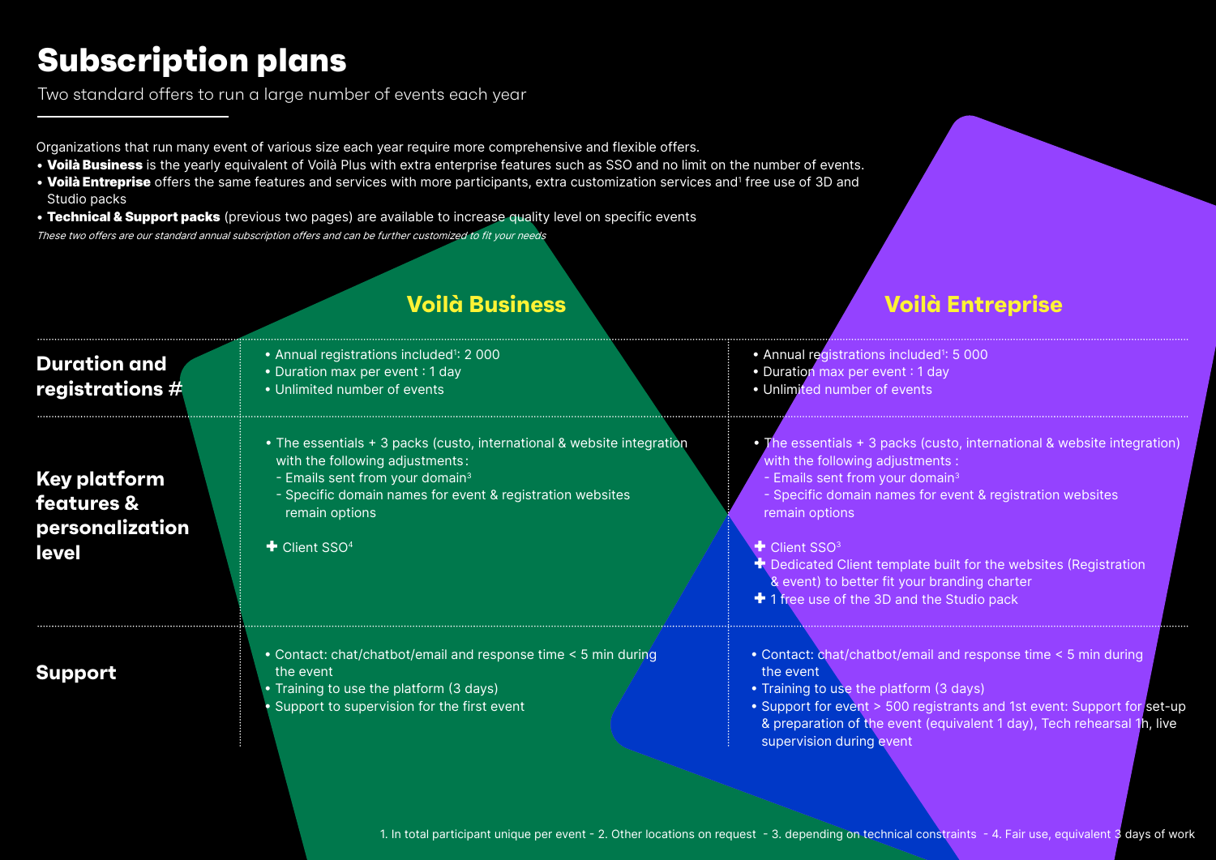# Subscription plans

Two standard offers to run a large number of events each year

Organizations that run many event of various size each year require more comprehensive and flexible offers.

- **Voilà Business** is the yearly equivalent of Voilà Plus with extra enterprise features such as SSO and no limit on the number of events.
- **Voilà Entreprise** offers the same features and services with more participants, extra customization services and[1] free use of 3D and Studio packs
- **Technical & Support packs** (previous two pages) are available to increase quality level on specific events

*These two offers are our standard annual subscription offers and can be further customized to fit your needs*

| | Voilà Business | Voilà Entreprise |
|---|---|---|
| **Duration and registrations #** | • Annual registrations included[1]: 2 000<br>• Duration max per event : 1 day<br>• Unlimited number of events | • Annual registrations included[1]: 5 000<br>• Duration max per event : 1 day<br>• Unlimited number of events |
| **Key platform features & personalization level** | • The essentials + 3 packs (custo, international & website integration with the following adjustments:<br>- Emails sent from your domain[3]<br>- Specific domain names for event & registration websites remain options<br><br>✚ Client SSO[4] | • The essentials + 3 packs (custo, international & website integration) with the following adjustments :<br>- Emails sent from your domain[3]<br>- Specific domain names for event & registration websites remain options<br><br>✚ Client SSO[3]<br>✚ Dedicated Client template built for the websites (Registration & event) to better fit your branding charter<br>✚ 1 free use of the 3D and the Studio pack |
| **Support** | • Contact: chat/chatbot/email and response time < 5 min during the event<br>• Training to use the platform (3 days)<br>• Support to supervision for the first event | • Contact: chat/chatbot/email and response time < 5 min during the event<br>• Training to use the platform (3 days)<br>• Support for event > 500 registrants and 1st event: Support for set-up & preparation of the event (equivalent 1 day), Tech rehearsal 1h, live supervision during event |

1. In total participant unique per event - 2. Other locations on request - 3. depending on technical constraints - 4. Fair use, equivalent 3 days of work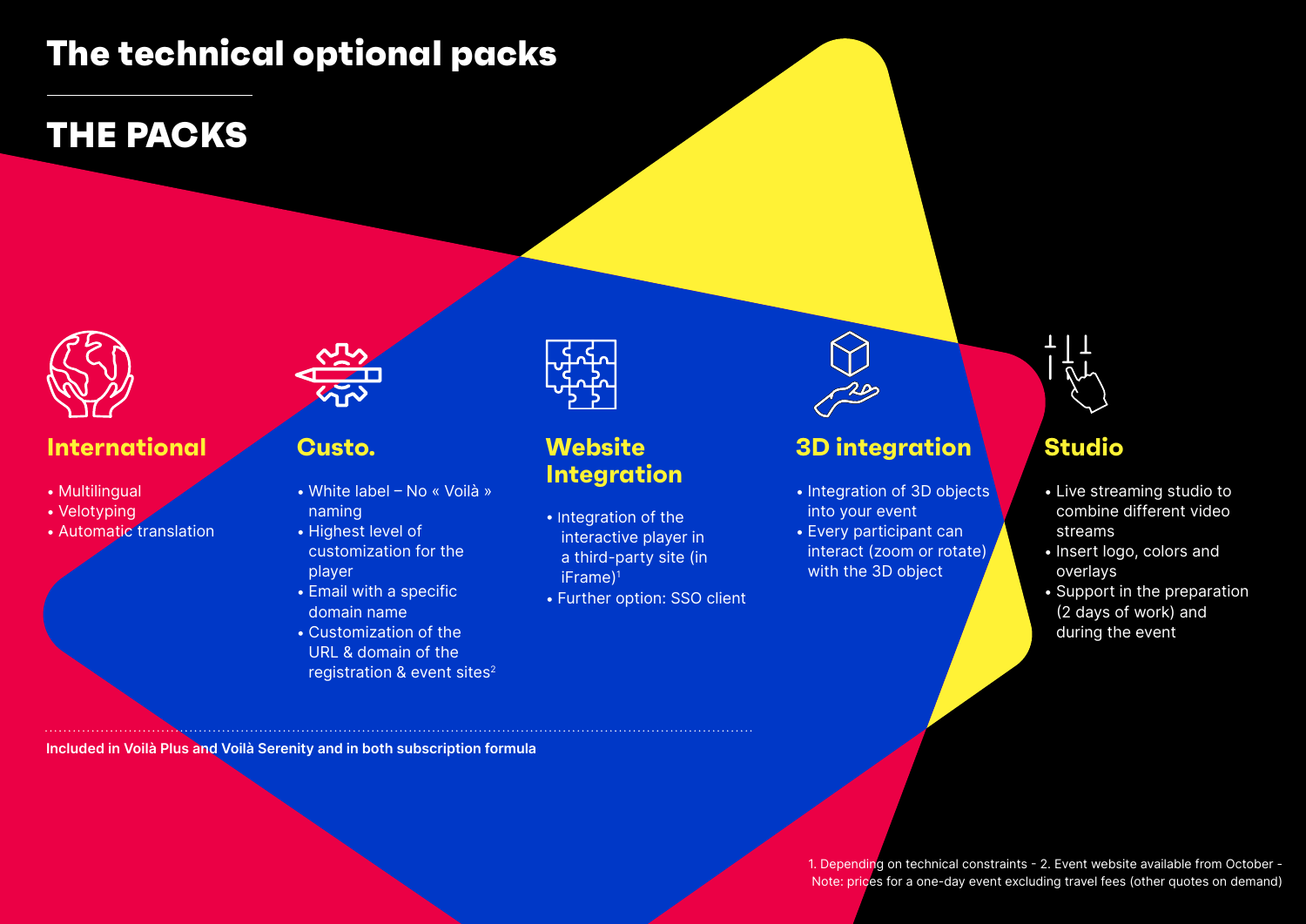# The technical optional packs

## THE PACKS

### International

- Multilingual
- Velotyping
- Automatic translation

### Custo.

- White label – No « Voilà » naming
- Highest level of customization for the player
- Email with a specific domain name
- Customization of the URL & domain of the registration & event sites[2]

### Website Integration

- Integration of the interactive player in a third-party site (in iFrame)[1]
- Further option: SSO client

### 3D integration

- Integration of 3D objects into your event
- Every participant can interact (zoom or rotate) with the 3D object

### Studio

- Live streaming studio to combine different video streams
- Insert logo, colors and overlays
- Support in the preparation (2 days of work) and during the event

**Included in Voilà Plus and Voilà Serenity and in both subscription formula**

1. Depending on technical constraints - 2. Event website available from October - Note: prices for a one-day event excluding travel fees (other quotes on demand)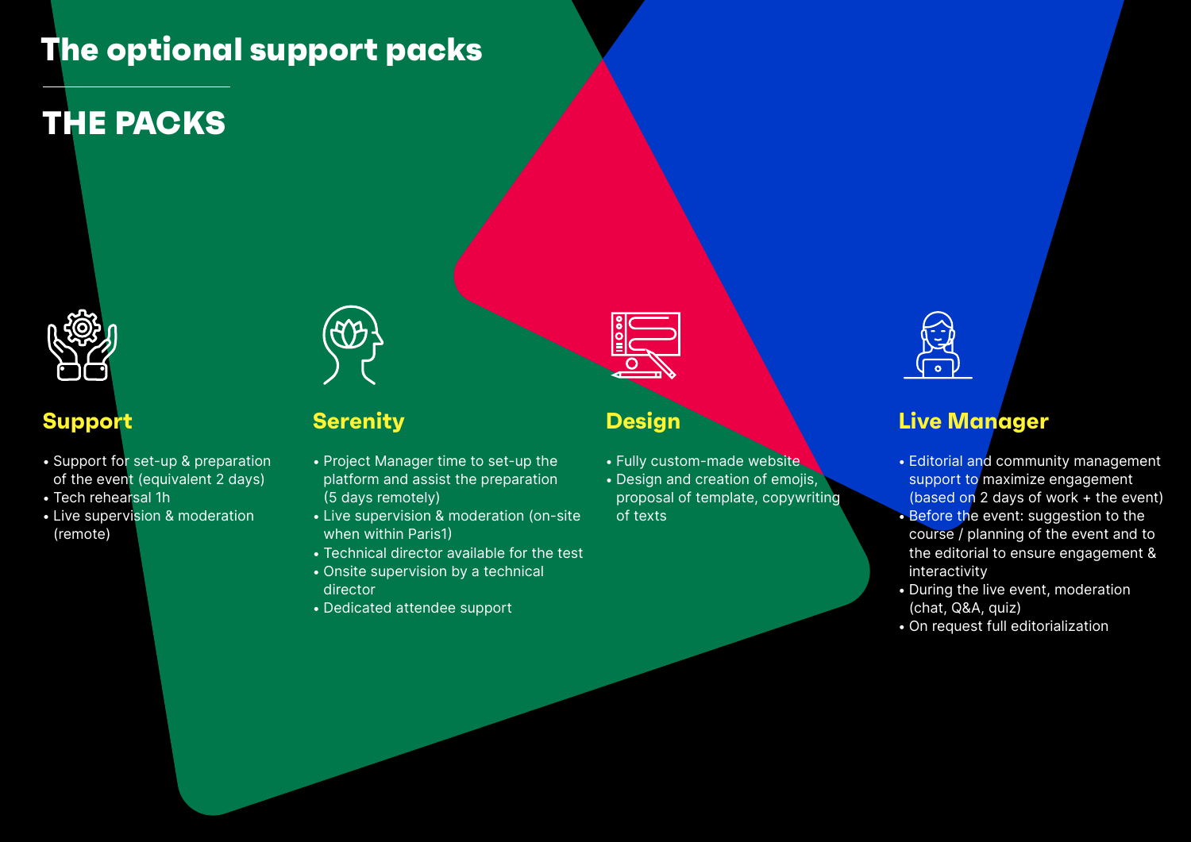# The optional support packs

## THE PACKS

### Support

- Support for set-up & preparation of the event (equivalent 2 days)
- Tech rehearsal 1h
- Live supervision & moderation (remote)

### Serenity

- Project Manager time to set-up the platform and assist the preparation (5 days remotely)
- Live supervision & moderation (on-site when within Paris1)
- Technical director available for the test
- Onsite supervision by a technical director
- Dedicated attendee support

### Design

- Fully custom-made website
- Design and creation of emojis, proposal of template, copywriting of texts

### Live Manager

- Editorial and community management support to maximize engagement (based on 2 days of work + the event)
- Before the event: suggestion to the course / planning of the event and to the editorial to ensure engagement & interactivity
- During the live event, moderation (chat, Q&A, quiz)
- On request full editorialization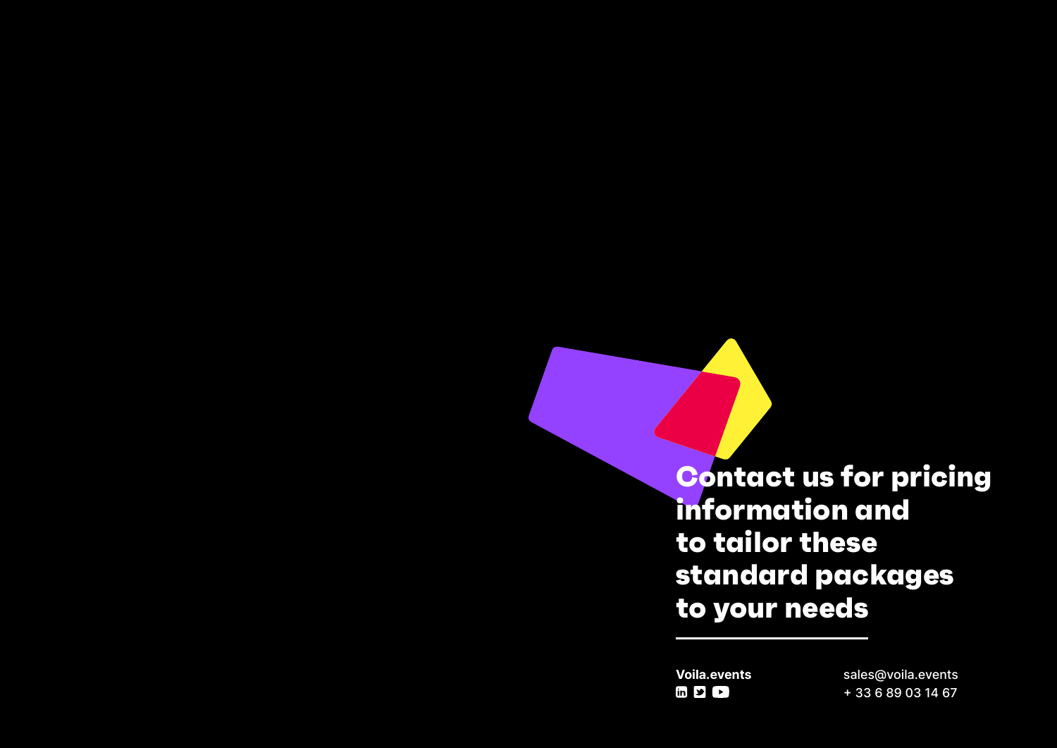# Contact us for pricing information and to tailor these standard packages to your needs

**Voila.events**

sales@voila.events
+ 33 6 89 03 14 67